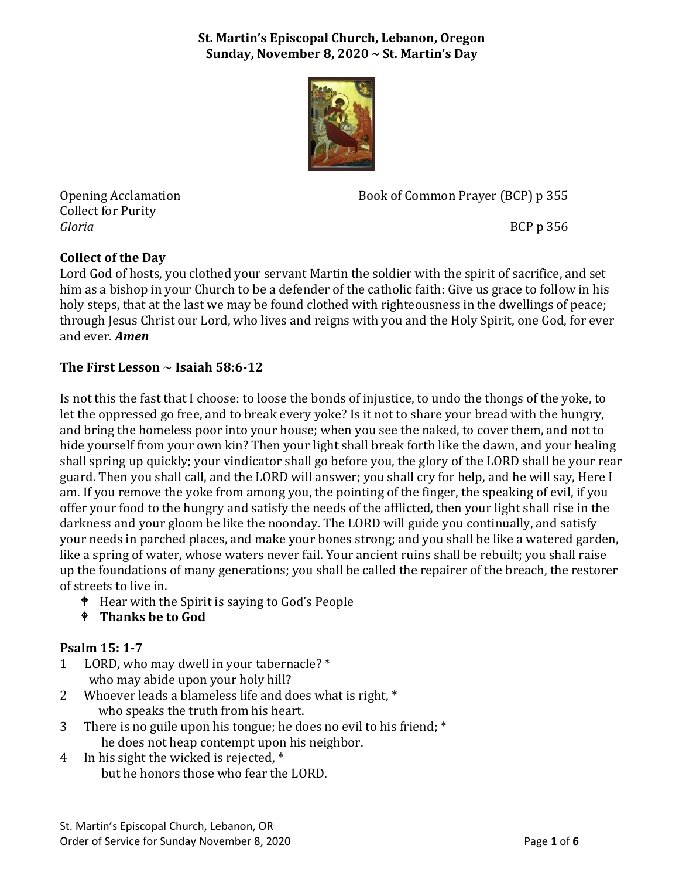**St. Martin's Episcopal Church, Lebanon, Oregon**
**Sunday, November 8, 2020 ~ St. Martin's Day**

Opening Acclamation — Book of Common Prayer (BCP) p 355
Collect for Purity
*Gloria* — BCP p 356

**Collect of the Day**
Lord God of hosts, you clothed your servant Martin the soldier with the spirit of sacrifice, and set him as a bishop in your Church to be a defender of the catholic faith: Give us grace to follow in his holy steps, that at the last we may be found clothed with righteousness in the dwellings of peace; through Jesus Christ our Lord, who lives and reigns with you and the Holy Spirit, one God, for ever and ever. ***Amen***

**The First Lesson ~ Isaiah 58:6-12**

Is not this the fast that I choose: to loose the bonds of injustice, to undo the thongs of the yoke, to let the oppressed go free, and to break every yoke? Is it not to share your bread with the hungry, and bring the homeless poor into your house; when you see the naked, to cover them, and not to hide yourself from your own kin? Then your light shall break forth like the dawn, and your healing shall spring up quickly; your vindicator shall go before you, the glory of the LORD shall be your rear guard. Then you shall call, and the LORD will answer; you shall cry for help, and he will say, Here I am. If you remove the yoke from among you, the pointing of the finger, the speaking of evil, if you offer your food to the hungry and satisfy the needs of the afflicted, then your light shall rise in the darkness and your gloom be like the noonday. The LORD will guide you continually, and satisfy your needs in parched places, and make your bones strong; and you shall be like a watered garden, like a spring of water, whose waters never fail. Your ancient ruins shall be rebuilt; you shall raise up the foundations of many generations; you shall be called the repairer of the breach, the restorer of streets to live in.

- Hear with the Spirit is saying to God's People
- **Thanks be to God**

**Psalm 15: 1-7**

1 LORD, who may dwell in your tabernacle? *
  who may abide upon your holy hill?
2 Whoever leads a blameless life and does what is right, *
  who speaks the truth from his heart.
3 There is no guile upon his tongue; he does no evil to his friend; *
  he does not heap contempt upon his neighbor.
4 In his sight the wicked is rejected, *
  but he honors those who fear the LORD.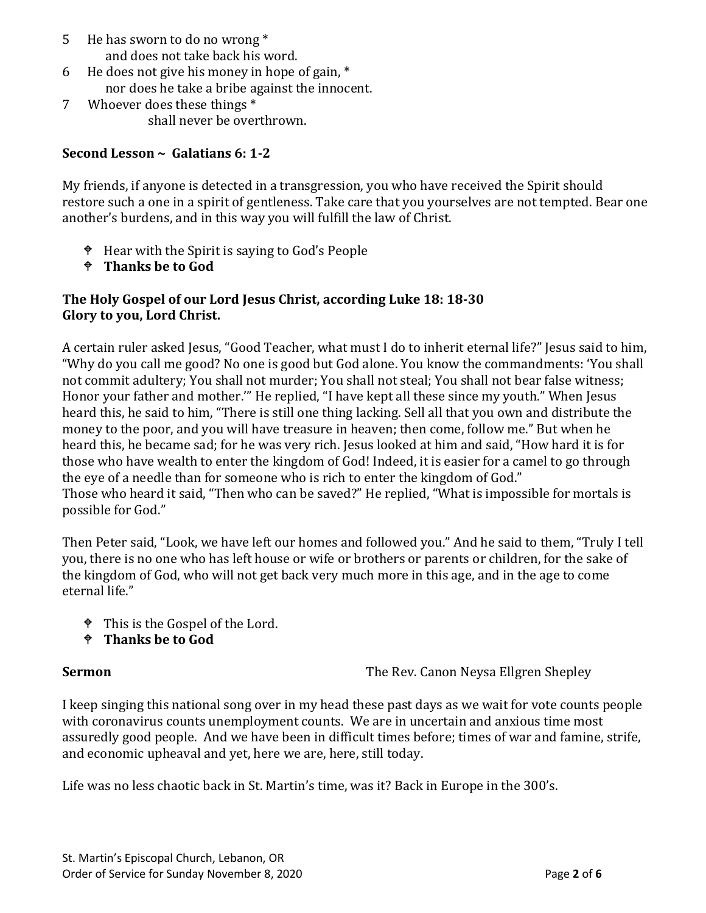5 He has sworn to do no wrong *
 and does not take back his word.
6 He does not give his money in hope of gain, *
 nor does he take a bribe against the innocent.
7 Whoever does these things *
 shall never be overthrown.

**Second Lesson ~ Galatians 6: 1-2**

My friends, if anyone is detected in a transgression, you who have received the Spirit should restore such a one in a spirit of gentleness. Take care that you yourselves are not tempted. Bear one another's burdens, and in this way you will fulfill the law of Christ.

- Hear with the Spirit is saying to God's People
- **Thanks be to God**

**The Holy Gospel of our Lord Jesus Christ, according Luke 18: 18-30**
**Glory to you, Lord Christ.**

A certain ruler asked Jesus, "Good Teacher, what must I do to inherit eternal life?" Jesus said to him, "Why do you call me good? No one is good but God alone. You know the commandments: 'You shall not commit adultery; You shall not murder; You shall not steal; You shall not bear false witness; Honor your father and mother.'" He replied, "I have kept all these since my youth." When Jesus heard this, he said to him, "There is still one thing lacking. Sell all that you own and distribute the money to the poor, and you will have treasure in heaven; then come, follow me." But when he heard this, he became sad; for he was very rich. Jesus looked at him and said, "How hard it is for those who have wealth to enter the kingdom of God! Indeed, it is easier for a camel to go through the eye of a needle than for someone who is rich to enter the kingdom of God."
Those who heard it said, "Then who can be saved?" He replied, "What is impossible for mortals is possible for God."

Then Peter said, "Look, we have left our homes and followed you." And he said to them, "Truly I tell you, there is no one who has left house or wife or brothers or parents or children, for the sake of the kingdom of God, who will not get back very much more in this age, and in the age to come eternal life."

- This is the Gospel of the Lord.
- **Thanks be to God**

**Sermon** The Rev. Canon Neysa Ellgren Shepley

I keep singing this national song over in my head these past days as we wait for vote counts people with coronavirus counts unemployment counts. We are in uncertain and anxious time most assuredly good people. And we have been in difficult times before; times of war and famine, strife, and economic upheaval and yet, here we are, here, still today.

Life was no less chaotic back in St. Martin's time, was it? Back in Europe in the 300's.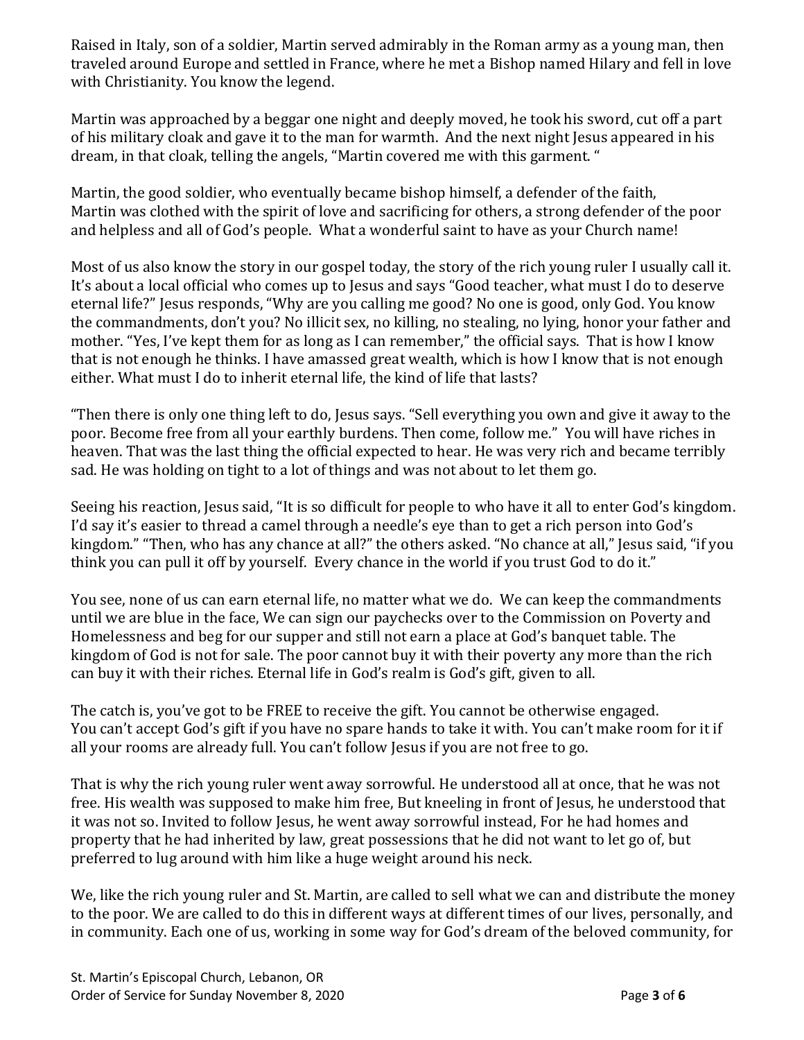Raised in Italy, son of a soldier, Martin served admirably in the Roman army as a young man, then traveled around Europe and settled in France, where he met a Bishop named Hilary and fell in love with Christianity. You know the legend.

Martin was approached by a beggar one night and deeply moved, he took his sword, cut off a part of his military cloak and gave it to the man for warmth. And the next night Jesus appeared in his dream, in that cloak, telling the angels, "Martin covered me with this garment. "

Martin, the good soldier, who eventually became bishop himself, a defender of the faith, Martin was clothed with the spirit of love and sacrificing for others, a strong defender of the poor and helpless and all of God's people. What a wonderful saint to have as your Church name!

Most of us also know the story in our gospel today, the story of the rich young ruler I usually call it. It's about a local official who comes up to Jesus and says "Good teacher, what must I do to deserve eternal life?" Jesus responds, "Why are you calling me good? No one is good, only God. You know the commandments, don't you? No illicit sex, no killing, no stealing, no lying, honor your father and mother. "Yes, I've kept them for as long as I can remember," the official says. That is how I know that is not enough he thinks. I have amassed great wealth, which is how I know that is not enough either. What must I do to inherit eternal life, the kind of life that lasts?

"Then there is only one thing left to do, Jesus says. "Sell everything you own and give it away to the poor. Become free from all your earthly burdens. Then come, follow me." You will have riches in heaven. That was the last thing the official expected to hear. He was very rich and became terribly sad. He was holding on tight to a lot of things and was not about to let them go.

Seeing his reaction, Jesus said, "It is so difficult for people to who have it all to enter God's kingdom. I'd say it's easier to thread a camel through a needle's eye than to get a rich person into God's kingdom." "Then, who has any chance at all?" the others asked. "No chance at all," Jesus said, "if you think you can pull it off by yourself. Every chance in the world if you trust God to do it."

You see, none of us can earn eternal life, no matter what we do. We can keep the commandments until we are blue in the face, We can sign our paychecks over to the Commission on Poverty and Homelessness and beg for our supper and still not earn a place at God's banquet table. The kingdom of God is not for sale. The poor cannot buy it with their poverty any more than the rich can buy it with their riches. Eternal life in God's realm is God's gift, given to all.

The catch is, you've got to be FREE to receive the gift. You cannot be otherwise engaged. You can't accept God's gift if you have no spare hands to take it with. You can't make room for it if all your rooms are already full. You can't follow Jesus if you are not free to go.

That is why the rich young ruler went away sorrowful. He understood all at once, that he was not free. His wealth was supposed to make him free, But kneeling in front of Jesus, he understood that it was not so. Invited to follow Jesus, he went away sorrowful instead, For he had homes and property that he had inherited by law, great possessions that he did not want to let go of, but preferred to lug around with him like a huge weight around his neck.

We, like the rich young ruler and St. Martin, are called to sell what we can and distribute the money to the poor. We are called to do this in different ways at different times of our lives, personally, and in community. Each one of us, working in some way for God's dream of the beloved community, for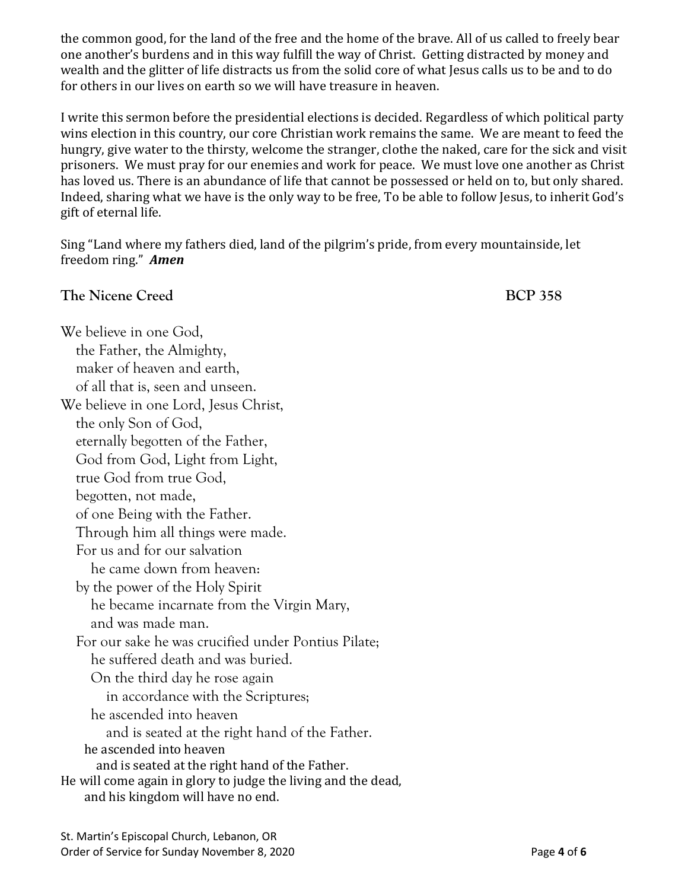the common good, for the land of the free and the home of the brave. All of us called to freely bear one another's burdens and in this way fulfill the way of Christ. Getting distracted by money and wealth and the glitter of life distracts us from the solid core of what Jesus calls us to be and to do for others in our lives on earth so we will have treasure in heaven.

I write this sermon before the presidential elections is decided. Regardless of which political party wins election in this country, our core Christian work remains the same. We are meant to feed the hungry, give water to the thirsty, welcome the stranger, clothe the naked, care for the sick and visit prisoners. We must pray for our enemies and work for peace. We must love one another as Christ has loved us. There is an abundance of life that cannot be possessed or held on to, but only shared. Indeed, sharing what we have is the only way to be free, To be able to follow Jesus, to inherit God's gift of eternal life.

Sing "Land where my fathers died, land of the pilgrim's pride, from every mountainside, let freedom ring." ***Amen***

## The Nicene Creed BCP 358

We believe in one God,  
the Father, the Almighty,  
maker of heaven and earth,  
of all that is, seen and unseen.  
We believe in one Lord, Jesus Christ,  
the only Son of God,  
eternally begotten of the Father,  
God from God, Light from Light,  
true God from true God,  
begotten, not made,  
of one Being with the Father.  
Through him all things were made.  
For us and for our salvation  
he came down from heaven:  
by the power of the Holy Spirit  
he became incarnate from the Virgin Mary,  
and was made man.  
For our sake he was crucified under Pontius Pilate;  
he suffered death and was buried.  
On the third day he rose again  
in accordance with the Scriptures;  
he ascended into heaven  
and is seated at the right hand of the Father.  
he ascended into heaven  
and is seated at the right hand of the Father.  
He will come again in glory to judge the living and the dead,  
and his kingdom will have no end.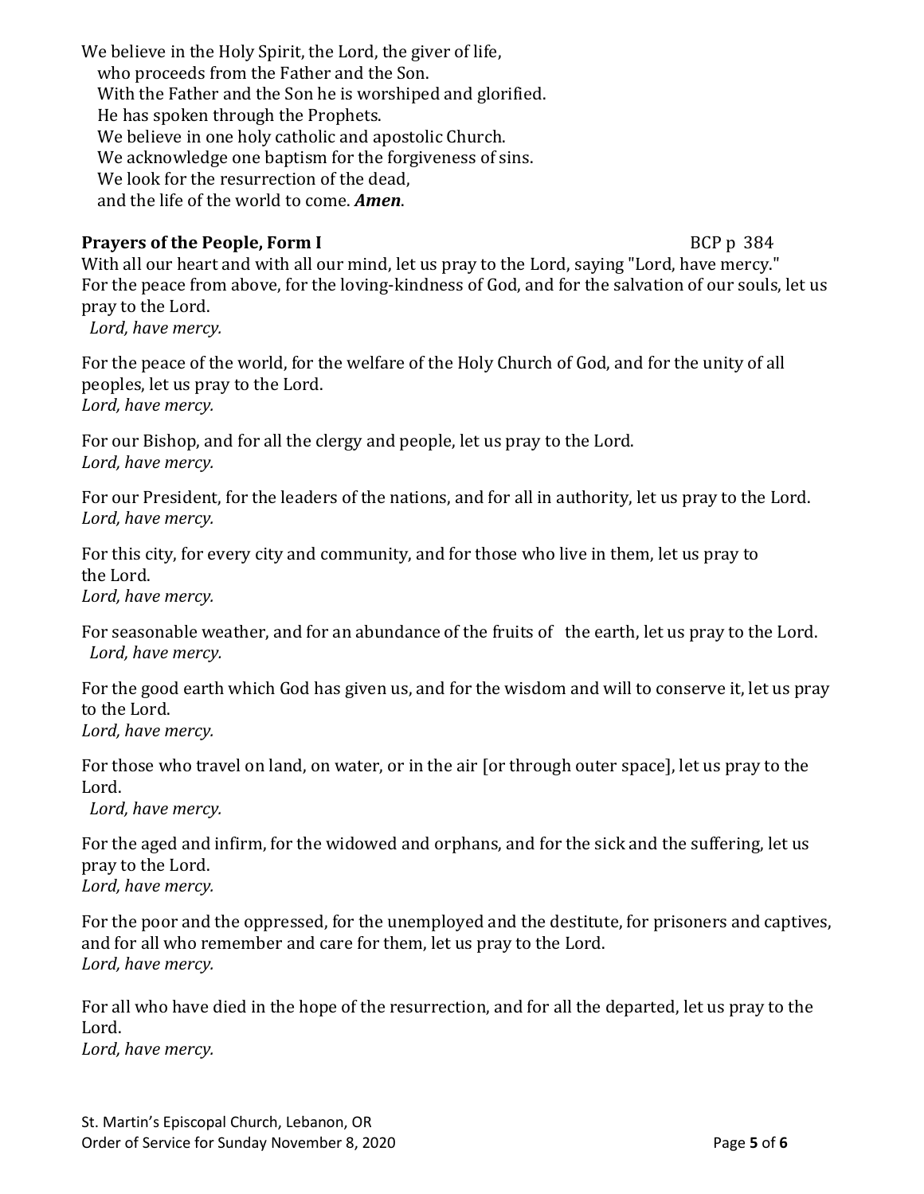We believe in the Holy Spirit, the Lord, the giver of life,
who proceeds from the Father and the Son.
With the Father and the Son he is worshiped and glorified.
He has spoken through the Prophets.
We believe in one holy catholic and apostolic Church.
We acknowledge one baptism for the forgiveness of sins.
We look for the resurrection of the dead,
and the life of the world to come. ***Amen***.

**Prayers of the People, Form I** BCP p 384

With all our heart and with all our mind, let us pray to the Lord, saying "Lord, have mercy."
For the peace from above, for the loving-kindness of God, and for the salvation of our souls, let us pray to the Lord.
*Lord, have mercy.*

For the peace of the world, for the welfare of the Holy Church of God, and for the unity of all peoples, let us pray to the Lord.
*Lord, have mercy.*

For our Bishop, and for all the clergy and people, let us pray to the Lord.
*Lord, have mercy.*

For our President, for the leaders of the nations, and for all in authority, let us pray to the Lord.
*Lord, have mercy.*

For this city, for every city and community, and for those who live in them, let us pray to the Lord.
*Lord, have mercy.*

For seasonable weather, and for an abundance of the fruits of the earth, let us pray to the Lord.
*Lord, have mercy.*

For the good earth which God has given us, and for the wisdom and will to conserve it, let us pray to the Lord.
*Lord, have mercy.*

For those who travel on land, on water, or in the air [or through outer space], let us pray to the Lord.
*Lord, have mercy.*

For the aged and infirm, for the widowed and orphans, and for the sick and the suffering, let us pray to the Lord.
*Lord, have mercy.*

For the poor and the oppressed, for the unemployed and the destitute, for prisoners and captives, and for all who remember and care for them, let us pray to the Lord.
*Lord, have mercy.*

For all who have died in the hope of the resurrection, and for all the departed, let us pray to the Lord.
*Lord, have mercy.*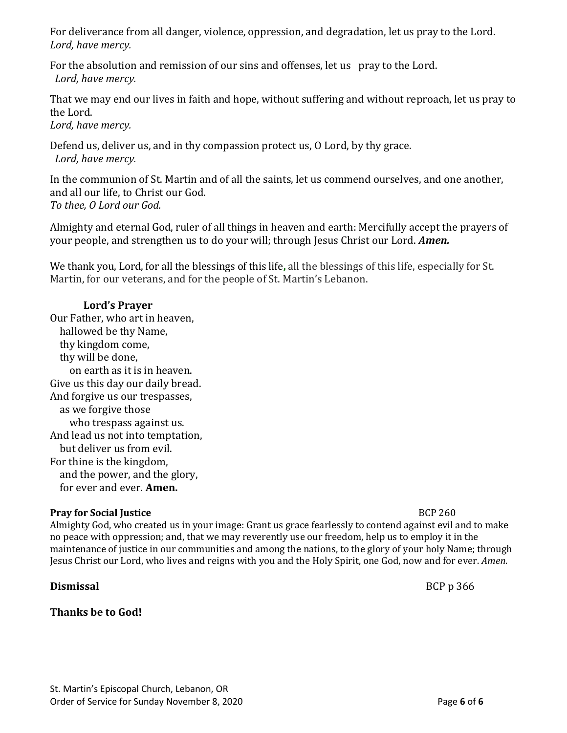For deliverance from all danger, violence, oppression, and degradation, let us pray to the Lord.
*Lord, have mercy.*

For the absolution and remission of our sins and offenses, let us pray to the Lord.
*Lord, have mercy.*

That we may end our lives in faith and hope, without suffering and without reproach, let us pray to the Lord.
*Lord, have mercy.*

Defend us, deliver us, and in thy compassion protect us, O Lord, by thy grace.
*Lord, have mercy.*

In the communion of St. Martin and of all the saints, let us commend ourselves, and one another, and all our life, to Christ our God.
*To thee, O Lord our God.*

Almighty and eternal God, ruler of all things in heaven and earth: Mercifully accept the prayers of your people, and strengthen us to do your will; through Jesus Christ our Lord. ***Amen.***

We thank you, Lord, for all the blessings of this life, all the blessings of this life, especially for St. Martin, for our veterans, and for the people of St. Martin's Lebanon.

**Lord's Prayer**

Our Father, who art in heaven,
hallowed be thy Name,
thy kingdom come,
thy will be done,
on earth as it is in heaven.
Give us this day our daily bread.
And forgive us our trespasses,
as we forgive those
who trespass against us.
And lead us not into temptation,
but deliver us from evil.
For thine is the kingdom,
and the power, and the glory,
for ever and ever. **Amen.**

**Pray for Social Justice** BCP 260

Almighty God, who created us in your image: Grant us grace fearlessly to contend against evil and to make no peace with oppression; and, that we may reverently use our freedom, help us to employ it in the maintenance of justice in our communities and among the nations, to the glory of your holy Name; through Jesus Christ our Lord, who lives and reigns with you and the Holy Spirit, one God, now and for ever. *Amen.*

**Dismissal** BCP p 366

**Thanks be to God!**